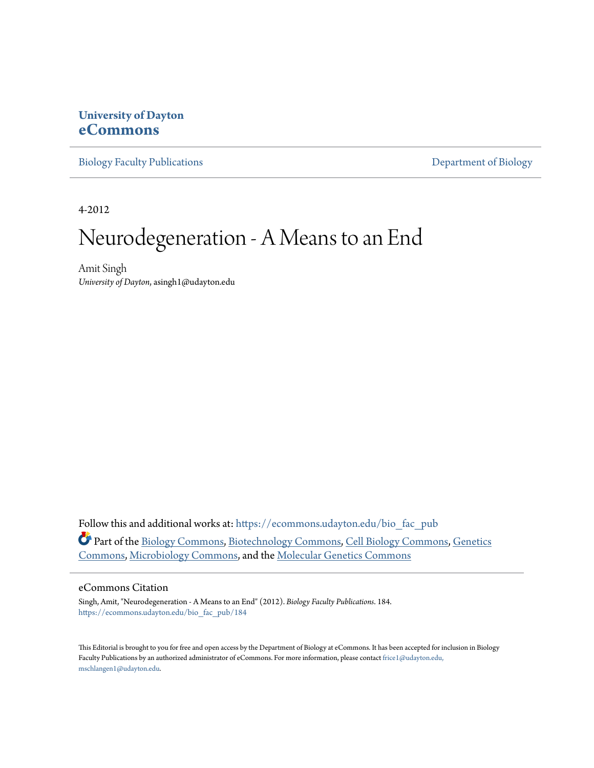**University of Dayton**
**eCommons**

Biology Faculty Publications | Department of Biology

4-2012

# Neurodegeneration - A Means to an End

Amit Singh
*University of Dayton*, asingh1@udayton.edu

Follow this and additional works at: https://ecommons.udayton.edu/bio_fac_pub

Part of the Biology Commons, Biotechnology Commons, Cell Biology Commons, Genetics Commons, Microbiology Commons, and the Molecular Genetics Commons

## eCommons Citation

Singh, Amit, "Neurodegeneration - A Means to an End" (2012). *Biology Faculty Publications*. 184.
https://ecommons.udayton.edu/bio_fac_pub/184

This Editorial is brought to you for free and open access by the Department of Biology at eCommons. It has been accepted for inclusion in Biology Faculty Publications by an authorized administrator of eCommons. For more information, please contact frice1@udayton.edu, mschlangen1@udayton.edu.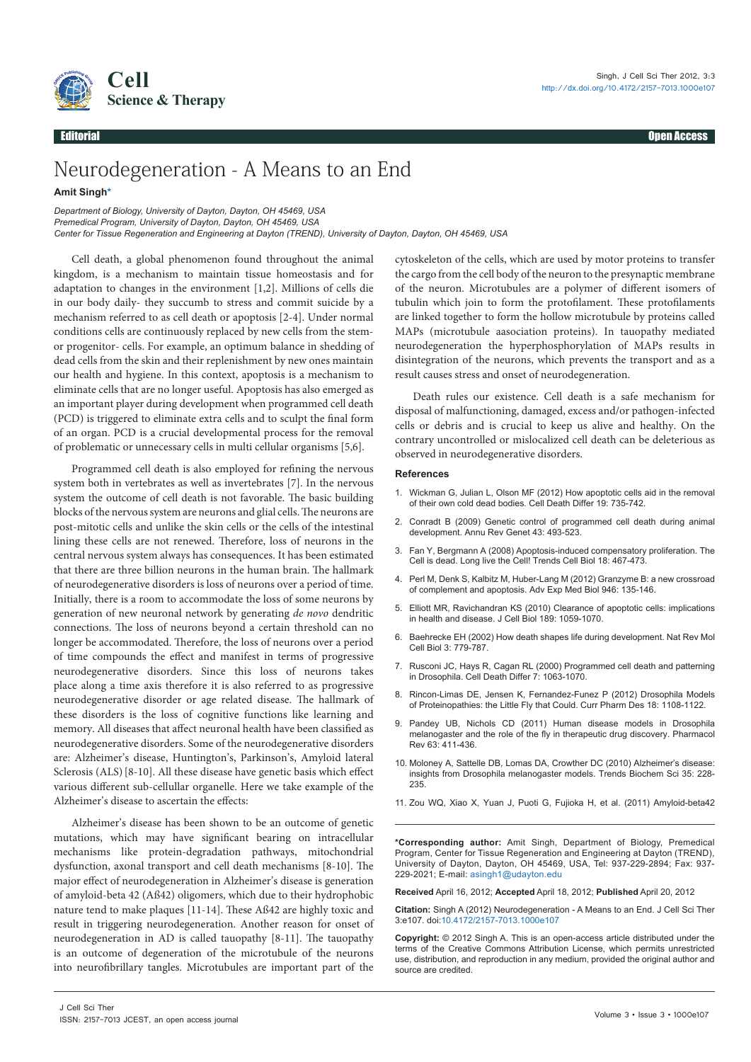# Neurodegeneration - A Means to an End

**Amit Singh***

*Department of Biology, University of Dayton, Dayton, OH 45469, USA*
*Premedical Program, University of Dayton, Dayton, OH 45469, USA*
*Center for Tissue Regeneration and Engineering at Dayton (TREND), University of Dayton, Dayton, OH 45469, USA*

Cell death, a global phenomenon found throughout the animal kingdom, is a mechanism to maintain tissue homeostasis and for adaptation to changes in the environment [1,2]. Millions of cells die in our body daily- they succumb to stress and commit suicide by a mechanism referred to as cell death or apoptosis [2-4]. Under normal conditions cells are continuously replaced by new cells from the stem- or progenitor- cells. For example, an optimum balance in shedding of dead cells from the skin and their replenishment by new ones maintain our health and hygiene. In this context, apoptosis is a mechanism to eliminate cells that are no longer useful. Apoptosis has also emerged as an important player during development when programmed cell death (PCD) is triggered to eliminate extra cells and to sculpt the final form of an organ. PCD is a crucial developmental process for the removal of problematic or unnecessary cells in multi cellular organisms [5,6].

Programmed cell death is also employed for refining the nervous system both in vertebrates as well as invertebrates [7]. In the nervous system the outcome of cell death is not favorable. The basic building blocks of the nervous system are neurons and glial cells. The neurons are post-mitotic cells and unlike the skin cells or the cells of the intestinal lining these cells are not renewed. Therefore, loss of neurons in the central nervous system always has consequences. It has been estimated that there are three billion neurons in the human brain. The hallmark of neurodegenerative disorders is loss of neurons over a period of time. Initially, there is a room to accommodate the loss of some neurons by generation of new neuronal network by generating *de novo* dendritic connections. The loss of neurons beyond a certain threshold can no longer be accommodated. Therefore, the loss of neurons over a period of time compounds the effect and manifest in terms of progressive neurodegenerative disorders. Since this loss of neurons takes place along a time axis therefore it is also referred to as progressive neurodegenerative disorder or age related disease. The hallmark of these disorders is the loss of cognitive functions like learning and memory. All diseases that affect neuronal health have been classified as neurodegenerative disorders. Some of the neurodegenerative disorders are: Alzheimer's disease, Huntington's, Parkinson's, Amyloid lateral Sclerosis (ALS) [8-10]. All these disease have genetic basis which effect various different sub-cellular organelle. Here we take example of the Alzheimer's disease to ascertain the effects:

Alzheimer's disease has been shown to be an outcome of genetic mutations, which may have significant bearing on intracellular mechanisms like protein-degradation pathways, mitochondrial dysfunction, axonal transport and cell death mechanisms [8-10]. The major effect of neurodegeneration in Alzheimer's disease is generation of amyloid-beta 42 (Aß42) oligomers, which due to their hydrophobic nature tend to make plaques [11-14]. These Aß42 are highly toxic and result in triggering neurodegeneration. Another reason for onset of neurodegeneration in AD is called tauopathy [8-11]. The tauopathy is an outcome of degeneration of the microtubule of the neurons into neurofibrillary tangles. Microtubules are important part of the cytoskeleton of the cells, which are used by motor proteins to transfer the cargo from the cell body of the neuron to the presynaptic membrane of the neuron. Microtubules are a polymer of different isomers of tubulin which join to form the protofilament. These protofilaments are linked together to form the hollow microtubule by proteins called MAPs (microtubule aasociation proteins). In tauopathy mediated neurodegeneration the hyperphosphorylation of MAPs results in disintegration of the neurons, which prevents the transport and as a result causes stress and onset of neurodegeneration.

Death rules our existence. Cell death is a safe mechanism for disposal of malfunctioning, damaged, excess and/or pathogen-infected cells or debris and is crucial to keep us alive and healthy. On the contrary uncontrolled or mislocalized cell death can be deleterious as observed in neurodegenerative disorders.

## References

1. Wickman G, Julian L, Olson MF (2012) How apoptotic cells aid in the removal of their own cold dead bodies. Cell Death Differ 19: 735-742.
2. Conradt B (2009) Genetic control of programmed cell death during animal development. Annu Rev Genet 43: 493-523.
3. Fan Y, Bergmann A (2008) Apoptosis-induced compensatory proliferation. The Cell is dead. Long live the Cell! Trends Cell Biol 18: 467-473.
4. Perl M, Denk S, Kalbitz M, Huber-Lang M (2012) Granzyme B: a new crossroad of complement and apoptosis. Adv Exp Med Biol 946: 135-146.
5. Elliott MR, Ravichandran KS (2010) Clearance of apoptotic cells: implications in health and disease. J Cell Biol 189: 1059-1070.
6. Baehrecke EH (2002) How death shapes life during development. Nat Rev Mol Cell Biol 3: 779-787.
7. Rusconi JC, Hays R, Cagan RL (2000) Programmed cell death and patterning in Drosophila. Cell Death Differ 7: 1063-1070.
8. Rincon-Limas DE, Jensen K, Fernandez-Funez P (2012) Drosophila Models of Proteinopathies: the Little Fly that Could. Curr Pharm Des 18: 1108-1122.
9. Pandey UB, Nichols CD (2011) Human disease models in Drosophila melanogaster and the role of the fly in therapeutic drug discovery. Pharmacol Rev 63: 411-436.
10. Moloney A, Sattelle DB, Lomas DA, Crowther DC (2010) Alzheimer's disease: insights from Drosophila melanogaster models. Trends Biochem Sci 35: 228-235.
11. Zou WQ, Xiao X, Yuan J, Puoti G, Fujioka H, et al. (2011) Amyloid-beta42

**\*Corresponding author:** Amit Singh, Department of Biology, Premedical Program, Center for Tissue Regeneration and Engineering at Dayton (TREND), University of Dayton, Dayton, OH 45469, USA, Tel: 937-229-2894; Fax: 937-229-2021; E-mail: asingh1@udayton.edu

**Received** April 16, 2012; **Accepted** April 18, 2012; **Published** April 20, 2012

**Citation:** Singh A (2012) Neurodegeneration - A Means to an End. J Cell Sci Ther 3:e107. doi:10.4172/2157-7013.1000e107

**Copyright:** © 2012 Singh A. This is an open-access article distributed under the terms of the Creative Commons Attribution License, which permits unrestricted use, distribution, and reproduction in any medium, provided the original author and source are credited.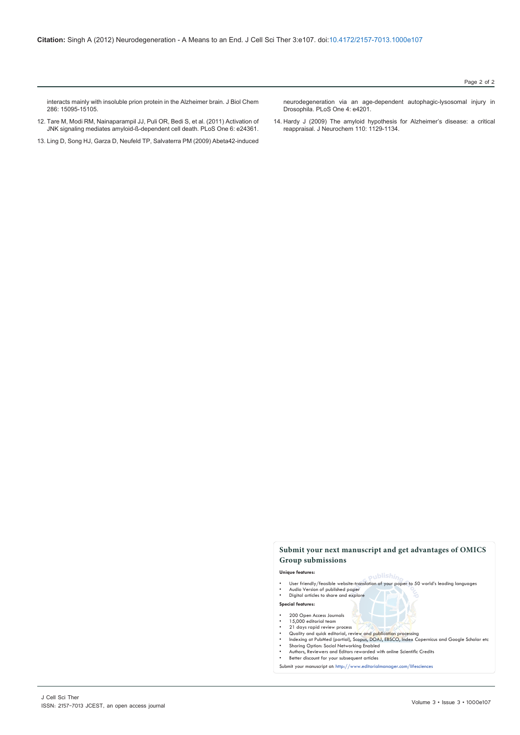interacts mainly with insoluble prion protein in the Alzheimer brain. J Biol Chem 286: 15095-15105.

12. Tare M, Modi RM, Nainaparampil JJ, Puli OR, Bedi S, et al. (2011) Activation of JNK signaling mediates amyloid-ß-dependent cell death. PLoS One 6: e24361.

13. Ling D, Song HJ, Garza D, Neufeld TP, Salvaterra PM (2009) Abeta42-induced neurodegeneration via an age-dependent autophagic-lysosomal injury in Drosophila. PLoS One 4: e4201.

14. Hardy J (2009) The amyloid hypothesis for Alzheimer's disease: a critical reappraisal. J Neurochem 110: 1129-1134.

**Submit your next manuscript and get advantages of OMICS Group submissions**

**Unique features:**

- User friendly/feasible website-translation of your paper to 50 world's leading languages
- Audio Version of published paper
- Digital articles to share and explore

**Special features:**

- 200 Open Access Journals
- 15,000 editorial team
- 21 days rapid review process
- Quality and quick editorial, review and publication processing
- Indexing at PubMed (partial), Scopus, DOAJ, EBSCO, Index Copernicus and Google Scholar etc
- Sharing Option: Social Networking Enabled
- Authors, Reviewers and Editors rewarded with online Scientific Credits
- Better discount for your subsequent articles

Submit your manuscript at: http://www.editorialmanager.com/lifesciences